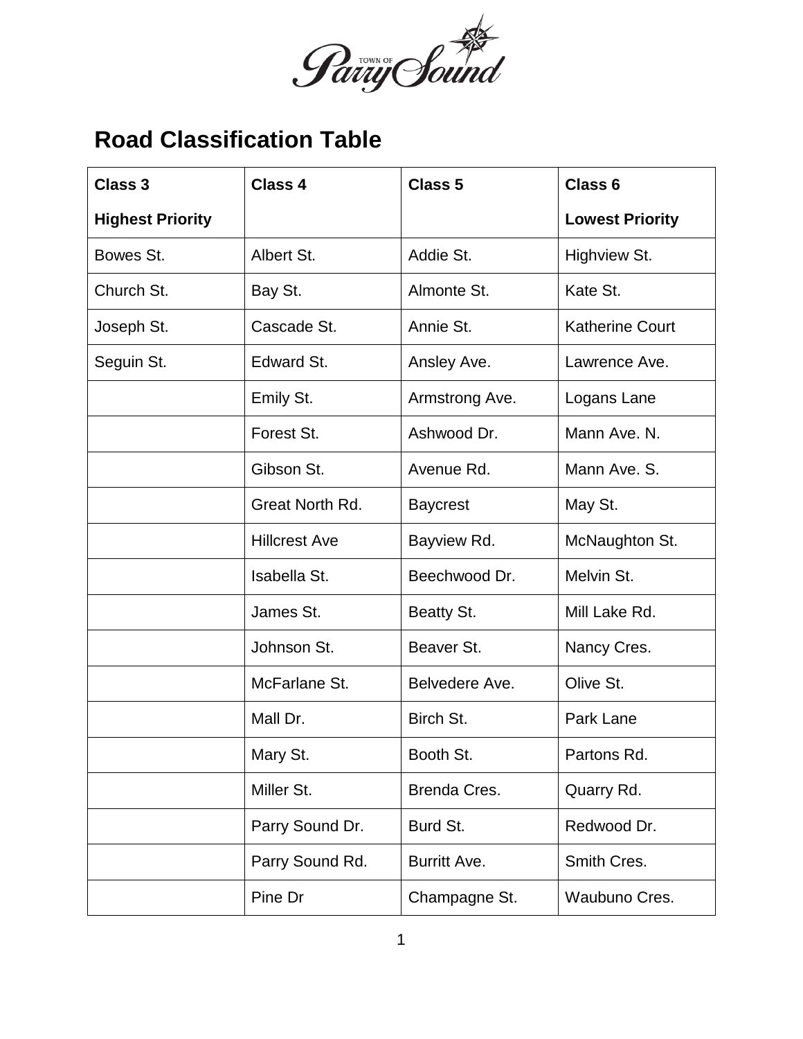# Road Classification Table

| Class 3<br>Highest Priority | Class 4 | Class 5 | Class 6<br>Lowest Priority |
|---|---|---|---|
| Bowes St. | Albert St. | Addie St. | Highview St. |
| Church St. | Bay St. | Almonte St. | Kate St. |
| Joseph St. | Cascade St. | Annie St. | Katherine Court |
| Seguin St. | Edward St. | Ansley Ave. | Lawrence Ave. |
| | Emily St. | Armstrong Ave. | Logans Lane |
| | Forest St. | Ashwood Dr. | Mann Ave. N. |
| | Gibson St. | Avenue Rd. | Mann Ave. S. |
| | Great North Rd. | Baycrest | May St. |
| | Hillcrest Ave | Bayview Rd. | McNaughton St. |
| | Isabella St. | Beechwood Dr. | Melvin St. |
| | James St. | Beatty St. | Mill Lake Rd. |
| | Johnson St. | Beaver St. | Nancy Cres. |
| | McFarlane St. | Belvedere Ave. | Olive St. |
| | Mall Dr. | Birch St. | Park Lane |
| | Mary St. | Booth St. | Partons Rd. |
| | Miller St. | Brenda Cres. | Quarry Rd. |
| | Parry Sound Dr. | Burd St. | Redwood Dr. |
| | Parry Sound Rd. | Burritt Ave. | Smith Cres. |
| | Pine Dr | Champagne St. | Waubuno Cres. |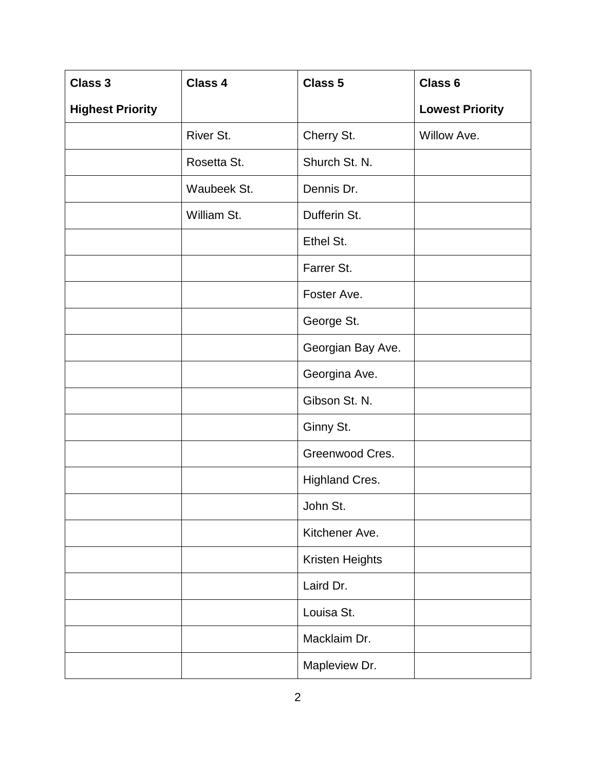| Class 3<br>Highest Priority | Class 4 | Class 5 | Class 6<br>Lowest Priority |
|---|---|---|---|
| | River St. | Cherry St. | Willow Ave. |
| | Rosetta St. | Shurch St. N. | |
| | Waubeek St. | Dennis Dr. | |
| | William St. | Dufferin St. | |
| | | Ethel St. | |
| | | Farrer St. | |
| | | Foster Ave. | |
| | | George St. | |
| | | Georgian Bay Ave. | |
| | | Georgina Ave. | |
| | | Gibson St. N. | |
| | | Ginny St. | |
| | | Greenwood Cres. | |
| | | Highland Cres. | |
| | | John St. | |
| | | Kitchener Ave. | |
| | | Kristen Heights | |
| | | Laird Dr. | |
| | | Louisa St. | |
| | | Macklaim Dr. | |
| | | Mapleview Dr. | |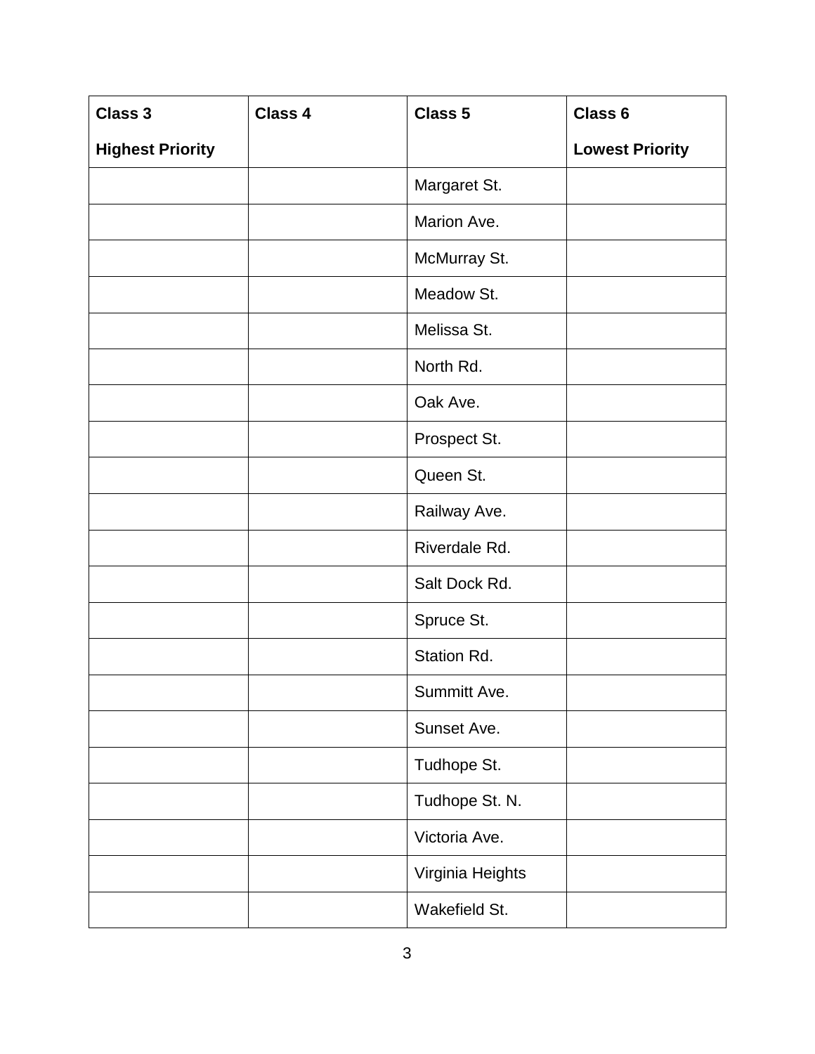| Class 3<br>Highest Priority | Class 4 | Class 5 | Class 6<br>Lowest Priority |
|---|---|---|---|
| | | Margaret St. | |
| | | Marion Ave. | |
| | | McMurray St. | |
| | | Meadow St. | |
| | | Melissa St. | |
| | | North Rd. | |
| | | Oak Ave. | |
| | | Prospect St. | |
| | | Queen St. | |
| | | Railway Ave. | |
| | | Riverdale Rd. | |
| | | Salt Dock Rd. | |
| | | Spruce St. | |
| | | Station Rd. | |
| | | Summitt Ave. | |
| | | Sunset Ave. | |
| | | Tudhope St. | |
| | | Tudhope St. N. | |
| | | Victoria Ave. | |
| | | Virginia Heights | |
| | | Wakefield St. | |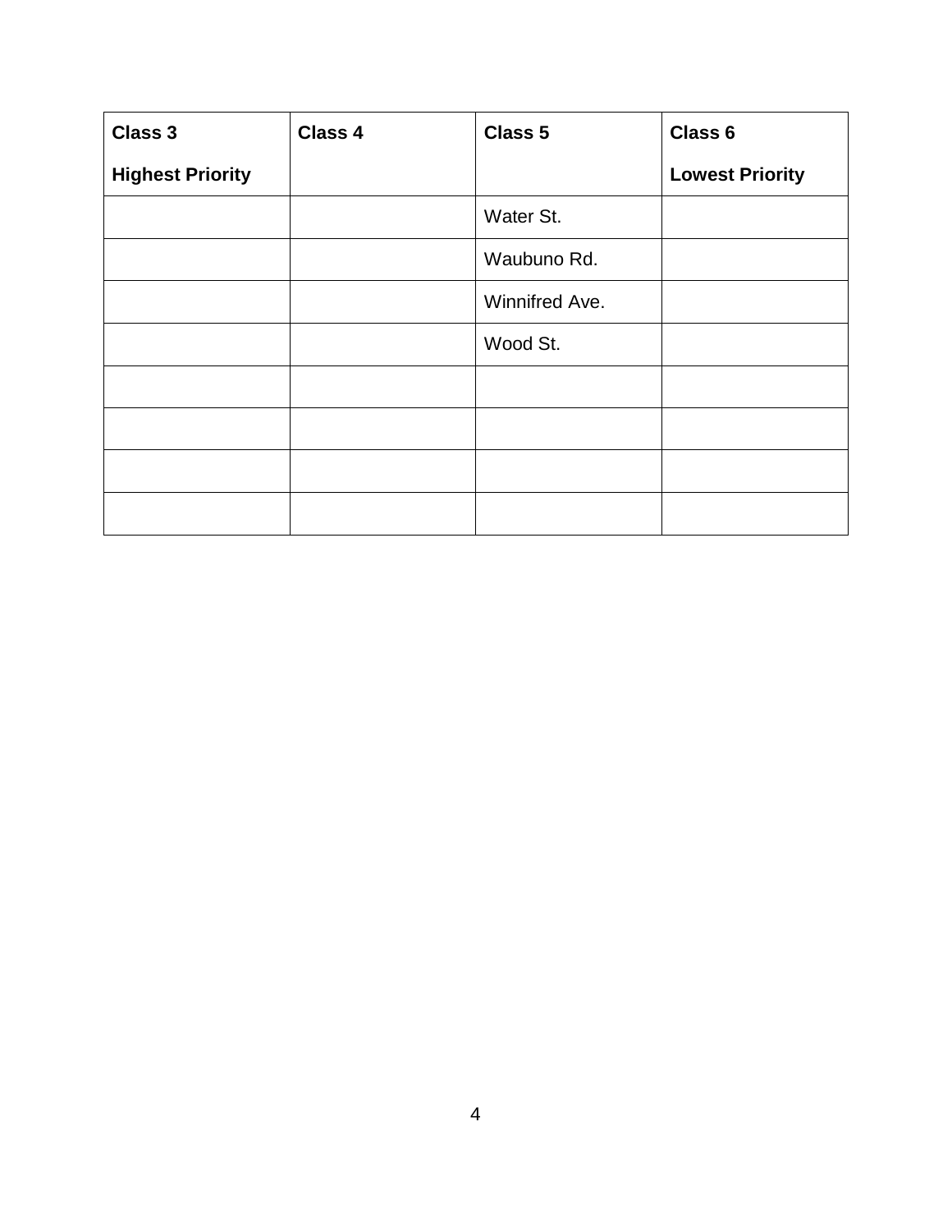| Class 3<br>Highest Priority | Class 4 | Class 5 | Class 6<br>Lowest Priority |
|---|---|---|---|
| | | Water St. | |
| | | Waubuno Rd. | |
| | | Winnifred Ave. | |
| | | Wood St. | |
| | | | |
| | | | |
| | | | |
| | | | |